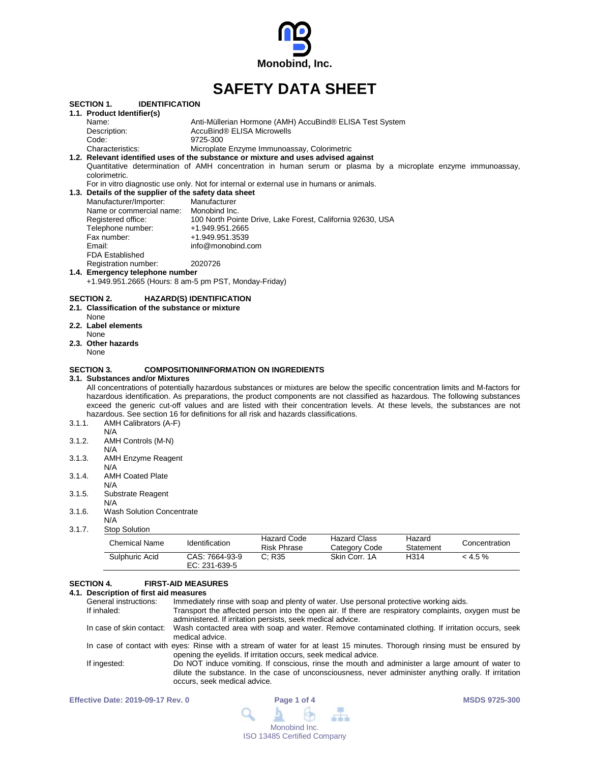Monobind, Inc.

# SAFETY DATA SHEET

## SECTION 1. IDENTIFICATION

### 1.1. Product Identifier(s)

Name: Anti-Müllerian Hormone (AMH) AccuBind® ELISA Test System
Description: AccuBind® ELISA Microwells
Code: 9725-300
Characteristics: Microplate Enzyme Immunoassay, Colorimetric

### 1.2. Relevant identified uses of the substance or mixture and uses advised against

Quantitative determination of AMH concentration in human serum or plasma by a microplate enzyme immunoassay, colorimetric.

For in vitro diagnostic use only. Not for internal or external use in humans or animals.

### 1.3. Details of the supplier of the safety data sheet

Manufacturer/Importer: Manufacturer
Name or commercial name: Monobind Inc.
Registered office: 100 North Pointe Drive, Lake Forest, California 92630, USA
Telephone number: +1.949.951.2665
Fax number: +1.949.951.3539
Email: info@monobind.com
FDA Established
Registration number: 2020726

### 1.4. Emergency telephone number

+1.949.951.2665 (Hours: 8 am-5 pm PST, Monday-Friday)

## SECTION 2. HAZARD(S) IDENTIFICATION

### 2.1. Classification of the substance or mixture

None

### 2.2. Label elements

None

### 2.3. Other hazards

None

## SECTION 3. COMPOSITION/INFORMATION ON INGREDIENTS

### 3.1. Substances and/or Mixtures

All concentrations of potentially hazardous substances or mixtures are below the specific concentration limits and M-factors for hazardous identification. As preparations, the product components are not classified as hazardous. The following substances exceed the generic cut-off values and are listed with their concentration levels. At these levels, the substances are not hazardous. See section 16 for definitions for all risk and hazards classifications.

3.1.1. AMH Calibrators (A-F)
N/A

3.1.2. AMH Controls (M-N)
N/A

3.1.3. AMH Enzyme Reagent
N/A

3.1.4. AMH Coated Plate
N/A

3.1.5. Substrate Reagent
N/A

3.1.6. Wash Solution Concentrate
N/A

3.1.7. Stop Solution

| Chemical Name | Identification | Hazard Code Risk Phrase | Hazard Class Category Code | Hazard Statement | Concentration |
|---|---|---|---|---|---|
| Sulphuric Acid | CAS: 7664-93-9 EC: 231-639-5 | C; R35 | Skin Corr. 1A | H314 | < 4.5 % |

## SECTION 4. FIRST-AID MEASURES

### 4.1. Description of first aid measures

General instructions: Immediately rinse with soap and plenty of water. Use personal protective working aids.

If inhaled: Transport the affected person into the open air. If there are respiratory complaints, oxygen must be administered. If irritation persists, seek medical advice.

In case of skin contact: Wash contacted area with soap and water. Remove contaminated clothing. If irritation occurs, seek medical advice.

In case of contact with eyes: Rinse with a stream of water for at least 15 minutes. Thorough rinsing must be ensured by opening the eyelids. If irritation occurs, seek medical advice.

If ingested: Do NOT induce vomiting. If conscious, rinse the mouth and administer a large amount of water to dilute the substance. In the case of unconsciousness, never administer anything orally. If irritation occurs, seek medical advice.

Effective Date: 2019-09-17 Rev. 0 — MSDS 9725-300

Monobind Inc.
ISO 13485 Certified Company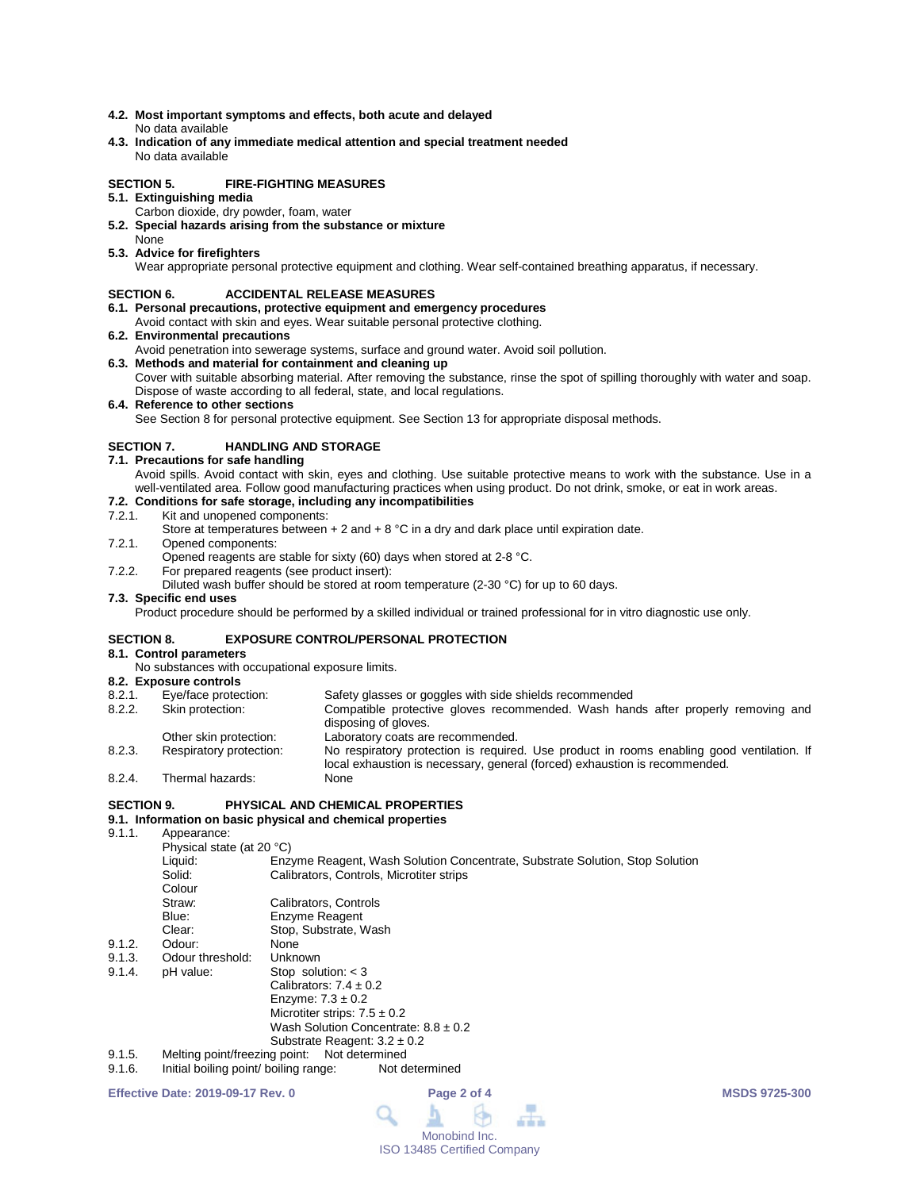**4.2. Most important symptoms and effects, both acute and delayed**
No data available

**4.3. Indication of any immediate medical attention and special treatment needed**
No data available

## SECTION 5. FIRE-FIGHTING MEASURES

**5.1. Extinguishing media**
Carbon dioxide, dry powder, foam, water

**5.2. Special hazards arising from the substance or mixture**
None

**5.3. Advice for firefighters**
Wear appropriate personal protective equipment and clothing. Wear self-contained breathing apparatus, if necessary.

## SECTION 6. ACCIDENTAL RELEASE MEASURES

**6.1. Personal precautions, protective equipment and emergency procedures**
Avoid contact with skin and eyes. Wear suitable personal protective clothing.

**6.2. Environmental precautions**
Avoid penetration into sewerage systems, surface and ground water. Avoid soil pollution.

**6.3. Methods and material for containment and cleaning up**
Cover with suitable absorbing material. After removing the substance, rinse the spot of spilling thoroughly with water and soap. Dispose of waste according to all federal, state, and local regulations.

**6.4. Reference to other sections**
See Section 8 for personal protective equipment. See Section 13 for appropriate disposal methods.

## SECTION 7. HANDLING AND STORAGE

**7.1. Precautions for safe handling**
Avoid spills. Avoid contact with skin, eyes and clothing. Use suitable protective means to work with the substance. Use in a well-ventilated area. Follow good manufacturing practices when using product. Do not drink, smoke, or eat in work areas.

**7.2. Conditions for safe storage, including any incompatibilities**

7.2.1. Kit and unopened components:
Store at temperatures between + 2 and + 8 °C in a dry and dark place until expiration date.

7.2.1. Opened components:
Opened reagents are stable for sixty (60) days when stored at 2-8 °C.

7.2.2. For prepared reagents (see product insert):
Diluted wash buffer should be stored at room temperature (2-30 °C) for up to 60 days.

**7.3. Specific end uses**
Product procedure should be performed by a skilled individual or trained professional for in vitro diagnostic use only.

## SECTION 8. EXPOSURE CONTROL/PERSONAL PROTECTION

**8.1. Control parameters**
No substances with occupational exposure limits.

**8.2. Exposure controls**

| | | |
|---|---|---|
| 8.2.1. | Eye/face protection: | Safety glasses or goggles with side shields recommended |
| 8.2.2. | Skin protection: | Compatible protective gloves recommended. Wash hands after properly removing and disposing of gloves. |
| | Other skin protection: | Laboratory coats are recommended. |
| 8.2.3. | Respiratory protection: | No respiratory protection is required. Use product in rooms enabling good ventilation. If local exhaustion is necessary, general (forced) exhaustion is recommended. |
| 8.2.4. | Thermal hazards: | None |

## SECTION 9. PHYSICAL AND CHEMICAL PROPERTIES

**9.1. Information on basic physical and chemical properties**

9.1.1. Appearance:
Physical state (at 20 °C)

| | |
|---|---|
| Liquid: | Enzyme Reagent, Wash Solution Concentrate, Substrate Solution, Stop Solution |
| Solid: | Calibrators, Controls, Microtiter strips |
| Colour | |
| Straw: | Calibrators, Controls |
| Blue: | Enzyme Reagent |
| Clear: | Stop, Substrate, Wash |

9.1.2. Odour: None

9.1.3. Odour threshold: Unknown

9.1.4. pH value:
Stop solution: < 3
Calibrators: 7.4 ± 0.2
Enzyme: 7.3 ± 0.2
Microtiter strips: 7.5 ± 0.2
Wash Solution Concentrate: 8.8 ± 0.2
Substrate Reagent: 3.2 ± 0.2

9.1.5. Melting point/freezing point: Not determined

9.1.6. Initial boiling point/ boiling range: Not determined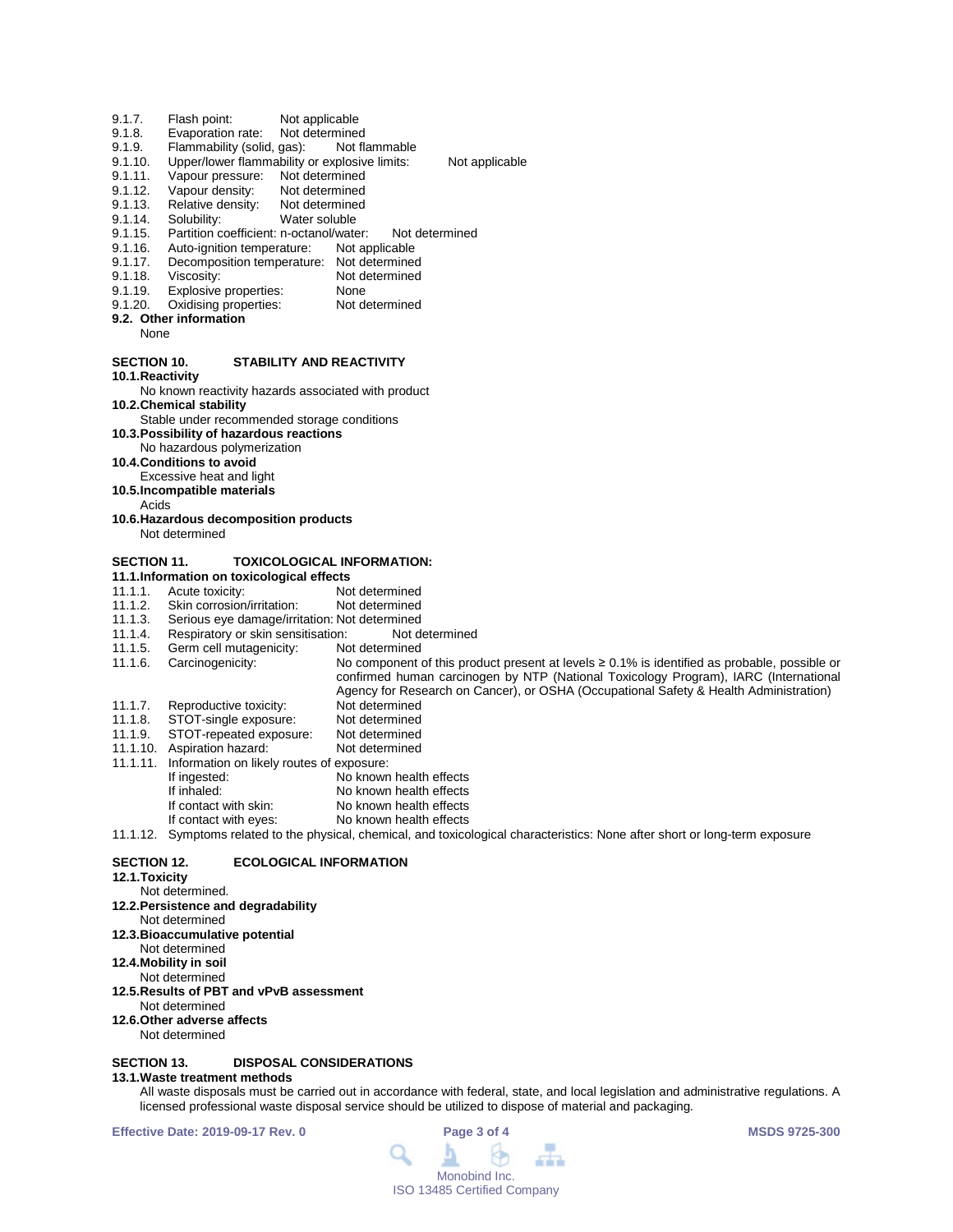9.1.7. Flash point: Not applicable
9.1.8. Evaporation rate: Not determined
9.1.9. Flammability (solid, gas): Not flammable
9.1.10. Upper/lower flammability or explosive limits: Not applicable
9.1.11. Vapour pressure: Not determined
9.1.12. Vapour density: Not determined
9.1.13. Relative density: Not determined
9.1.14. Solubility: Water soluble
9.1.15. Partition coefficient: n-octanol/water: Not determined
9.1.16. Auto-ignition temperature: Not applicable
9.1.17. Decomposition temperature: Not determined
9.1.18. Viscosity: Not determined
9.1.19. Explosive properties: None
9.1.20. Oxidising properties: Not determined

**9.2. Other information**

None

## SECTION 10. STABILITY AND REACTIVITY

**10.1. Reactivity**

No known reactivity hazards associated with product

**10.2. Chemical stability**

Stable under recommended storage conditions

**10.3. Possibility of hazardous reactions**

No hazardous polymerization

**10.4. Conditions to avoid**

Excessive heat and light

**10.5. Incompatible materials**

Acids

**10.6. Hazardous decomposition products**

Not determined

## SECTION 11. TOXICOLOGICAL INFORMATION:

**11.1. Information on toxicological effects**

11.1.1. Acute toxicity: Not determined
11.1.2. Skin corrosion/irritation: Not determined
11.1.3. Serious eye damage/irritation: Not determined
11.1.4. Respiratory or skin sensitisation: Not determined
11.1.5. Germ cell mutagenicity: Not determined
11.1.6. Carcinogenicity: No component of this product present at levels ≥ 0.1% is identified as probable, possible or confirmed human carcinogen by NTP (National Toxicology Program), IARC (International Agency for Research on Cancer), or OSHA (Occupational Safety & Health Administration)
11.1.7. Reproductive toxicity: Not determined
11.1.8. STOT-single exposure: Not determined
11.1.9. STOT-repeated exposure: Not determined
11.1.10. Aspiration hazard: Not determined
11.1.11. Information on likely routes of exposure:
- If ingested: No known health effects
- If inhaled: No known health effects
- If contact with skin: No known health effects
- If contact with eyes: No known health effects

11.1.12. Symptoms related to the physical, chemical, and toxicological characteristics: None after short or long-term exposure

## SECTION 12. ECOLOGICAL INFORMATION

**12.1. Toxicity**

Not determined.

**12.2. Persistence and degradability**

Not determined

**12.3. Bioaccumulative potential**

Not determined

**12.4. Mobility in soil**

Not determined

**12.5. Results of PBT and vPvB assessment**

Not determined

**12.6. Other adverse affects**

Not determined

## SECTION 13. DISPOSAL CONSIDERATIONS

**13.1. Waste treatment methods**

All waste disposals must be carried out in accordance with federal, state, and local legislation and administrative regulations. A licensed professional waste disposal service should be utilized to dispose of material and packaging.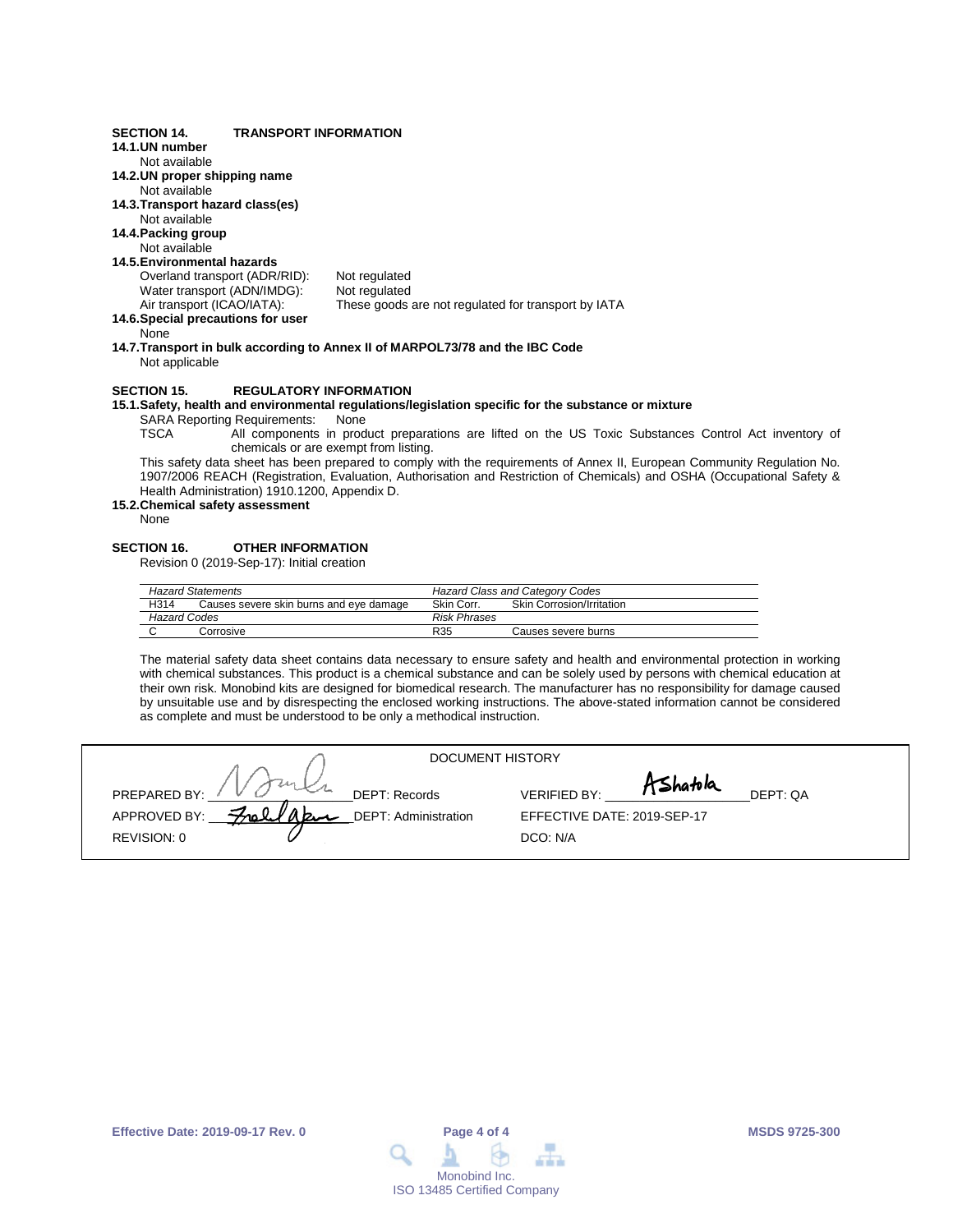## SECTION 14. TRANSPORT INFORMATION

**14.1. UN number**

Not available

**14.2. UN proper shipping name**

Not available

**14.3. Transport hazard class(es)**

Not available

**14.4. Packing group**

Not available

**14.5. Environmental hazards**

| | |
|---|---|
| Overland transport (ADR/RID): | Not regulated |
| Water transport (ADN/IMDG): | Not regulated |
| Air transport (ICAO/IATA): | These goods are not regulated for transport by IATA |

**14.6. Special precautions for user**

None

**14.7. Transport in bulk according to Annex II of MARPOL73/78 and the IBC Code**

Not applicable

## SECTION 15. REGULATORY INFORMATION

**15.1. Safety, health and environmental regulations/legislation specific for the substance or mixture**

SARA Reporting Requirements: None

TSCA All components in product preparations are lifted on the US Toxic Substances Control Act inventory of chemicals or are exempt from listing.

This safety data sheet has been prepared to comply with the requirements of Annex II, European Community Regulation No. 1907/2006 REACH (Registration, Evaluation, Authorisation and Restriction of Chemicals) and OSHA (Occupational Safety & Health Administration) 1910.1200, Appendix D.

**15.2. Chemical safety assessment**

None

## SECTION 16. OTHER INFORMATION

Revision 0 (2019-Sep-17): Initial creation

| *Hazard Statements* | | *Hazard Class and Category Codes* | |
|---|---|---|---|
| H314 | Causes severe skin burns and eye damage | Skin Corr. | Skin Corrosion/Irritation |
| *Hazard Codes* | | *Risk Phrases* | |
| C | Corrosive | R35 | Causes severe burns |

The material safety data sheet contains data necessary to ensure safety and health and environmental protection in working with chemical substances. This product is a chemical substance and can be solely used by persons with chemical education at their own risk. Monobind kits are designed for biomedical research. The manufacturer has no responsibility for damage caused by unsuitable use and by disrespecting the enclosed working instructions. The above-stated information cannot be considered as complete and must be understood to be only a methodical instruction.

**DOCUMENT HISTORY**

| | | | |
|---|---|---|---|
| PREPARED BY: [signature] | DEPT: Records | VERIFIED BY: AShatola | DEPT: QA |
| APPROVED BY: [signature] | DEPT: Administration | EFFECTIVE DATE: 2019-SEP-17 | |
| REVISION: 0 | | DCO: N/A | |

Effective Date: 2019-09-17 Rev. 0 MSDS 9725-300

Monobind Inc.
ISO 13485 Certified Company